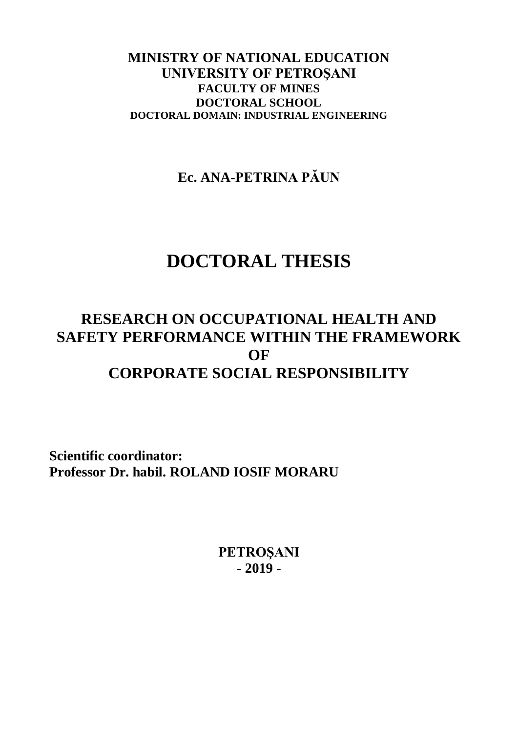**MINISTRY OF NATIONAL EDUCATION**
**UNIVERSITY OF PETROŞANI**
**FACULTY OF MINES**
**DOCTORAL SCHOOL**
**DOCTORAL DOMAIN: INDUSTRIAL ENGINEERING**

**Ec. ANA-PETRINA PĂUN**

# DOCTORAL THESIS

## RESEARCH ON OCCUPATIONAL HEALTH AND SAFETY PERFORMANCE WITHIN THE FRAMEWORK OF CORPORATE SOCIAL RESPONSIBILITY

**Scientific coordinator:**
**Professor Dr. habil. ROLAND IOSIF MORARU**

**PETROŞANI**
**- 2019 -**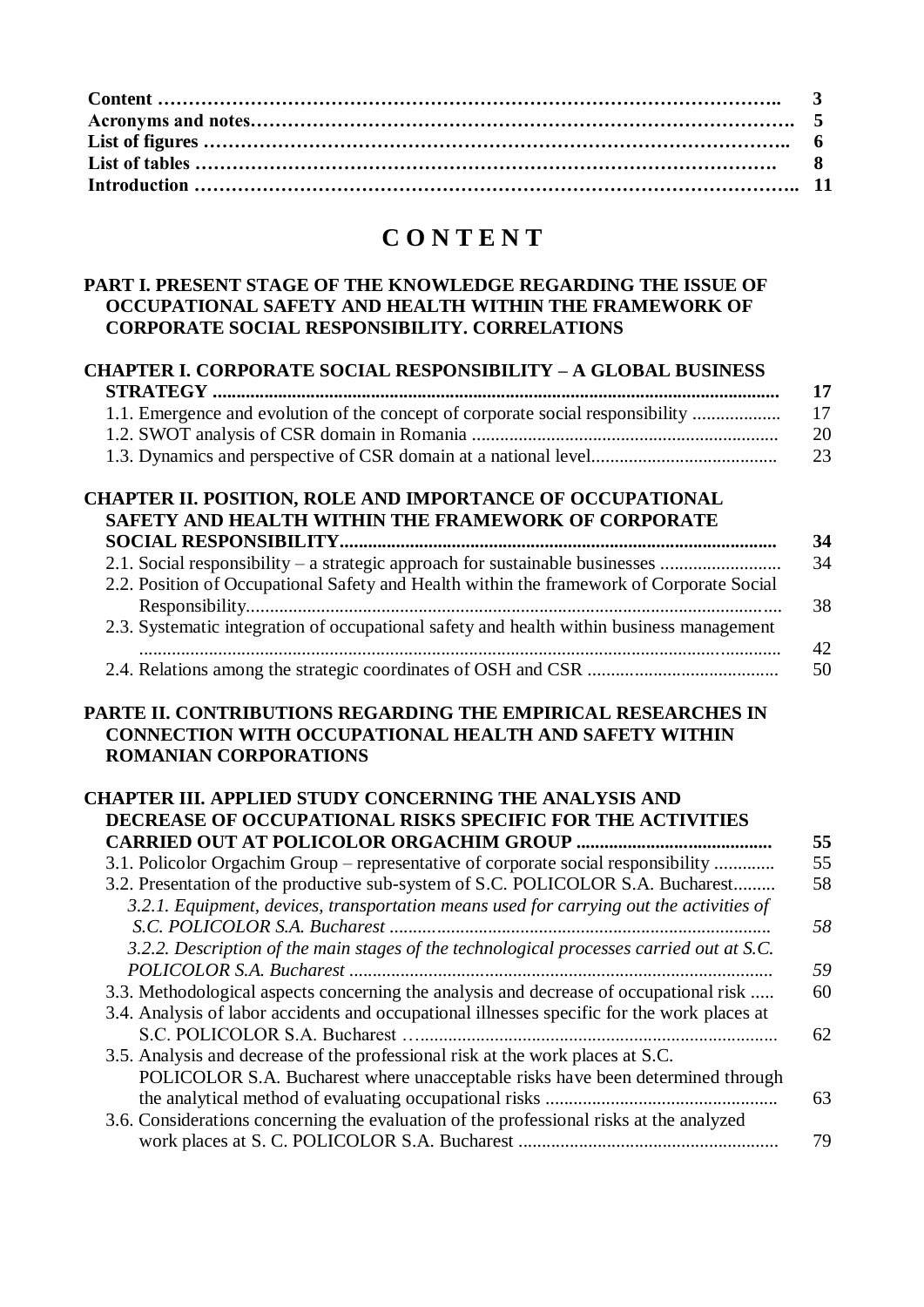| | |
|---|---|
| **Content** | **3** |
| **Acronyms and notes** | **5** |
| **List of figures** | **6** |
| **List of tables** | **8** |
| **Introduction** | **11** |

# C O N T E N T

**PART I. PRESENT STAGE OF THE KNOWLEDGE REGARDING THE ISSUE OF OCCUPATIONAL SAFETY AND HEALTH WITHIN THE FRAMEWORK OF CORPORATE SOCIAL RESPONSIBILITY. CORRELATIONS**

| | |
|---|---|
| **CHAPTER I. CORPORATE SOCIAL RESPONSIBILITY – A GLOBAL BUSINESS STRATEGY** | **17** |
| 1.1. Emergence and evolution of the concept of corporate social responsibility | 17 |
| 1.2. SWOT analysis of CSR domain in Romania | 20 |
| 1.3. Dynamics and perspective of CSR domain at a national level | 23 |
| **CHAPTER II. POSITION, ROLE AND IMPORTANCE OF OCCUPATIONAL SAFETY AND HEALTH WITHIN THE FRAMEWORK OF CORPORATE SOCIAL RESPONSIBILITY** | **34** |
| 2.1. Social responsibility – a strategic approach for sustainable businesses | 34 |
| 2.2. Position of Occupational Safety and Health within the framework of Corporate Social Responsibility | 38 |
| 2.3. Systematic integration of occupational safety and health within business management | 42 |
| 2.4. Relations among the strategic coordinates of OSH and CSR | 50 |

**PARTE II. CONTRIBUTIONS REGARDING THE EMPIRICAL RESEARCHES IN CONNECTION WITH OCCUPATIONAL HEALTH AND SAFETY WITHIN ROMANIAN CORPORATIONS**

| | |
|---|---|
| **CHAPTER III. APPLIED STUDY CONCERNING THE ANALYSIS AND DECREASE OF OCCUPATIONAL RISKS SPECIFIC FOR THE ACTIVITIES CARRIED OUT AT POLICOLOR ORGACHIM GROUP** | **55** |
| 3.1. Policolor Orgachim Group – representative of corporate social responsibility | 55 |
| 3.2. Presentation of the productive sub-system of S.C. POLICOLOR S.A. Bucharest | 58 |
| *3.2.1. Equipment, devices, transportation means used for carrying out the activities of S.C. POLICOLOR S.A. Bucharest* | *58* |
| *3.2.2. Description of the main stages of the technological processes carried out at S.C. POLICOLOR S.A. Bucharest* | *59* |
| 3.3. Methodological aspects concerning the analysis and decrease of occupational risk | 60 |
| 3.4. Analysis of labor accidents and occupational illnesses specific for the work places at S.C. POLICOLOR S.A. Bucharest | 62 |
| 3.5. Analysis and decrease of the professional risk at the work places at S.C. POLICOLOR S.A. Bucharest where unacceptable risks have been determined through the analytical method of evaluating occupational risks | 63 |
| 3.6. Considerations concerning the evaluation of the professional risks at the analyzed work places at S. C. POLICOLOR S.A. Bucharest | 79 |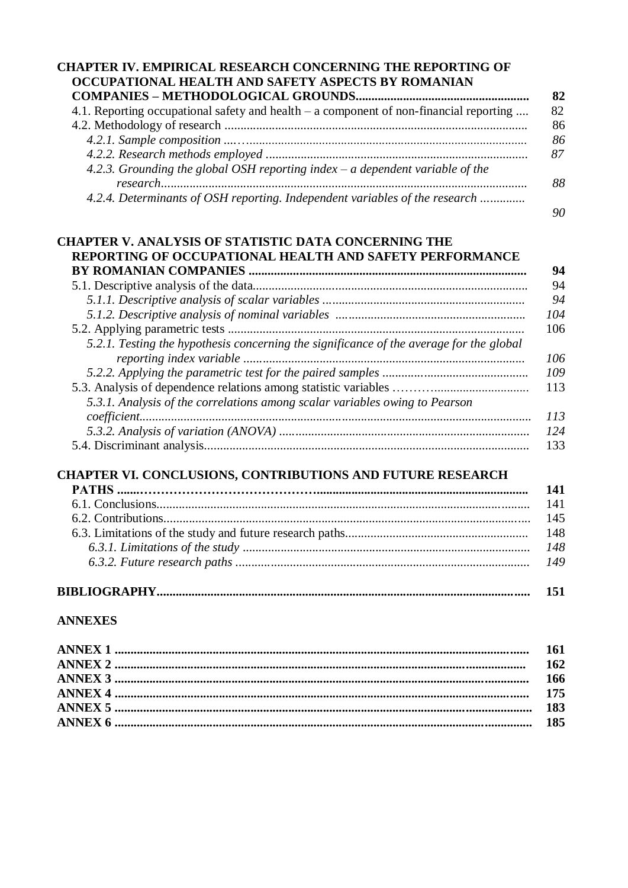**CHAPTER IV. EMPIRICAL RESEARCH CONCERNING THE REPORTING OF OCCUPATIONAL HEALTH AND SAFETY ASPECTS BY ROMANIAN COMPANIES – METHODOLOGICAL GROUNDS....................................................... 82**

4.1. Reporting occupational safety and health – a component of non-financial reporting .... 82

4.2. Methodology of research ............................................................................................... 86

*4.2.1. Sample composition ....................................................................................... 86*

*4.2.2. Research methods employed ................................................................................. 87*

*4.2.3. Grounding the global OSH reporting index – a dependent variable of the research................................................................................................................... 88*

*4.2.4. Determinants of OSH reporting. Independent variables of the research ............. 90*

**CHAPTER V. ANALYSIS OF STATISTIC DATA CONCERNING THE REPORTING OF OCCUPATIONAL HEALTH AND SAFETY PERFORMANCE BY ROMANIAN COMPANIES ...................................................................................... 94**

5.1. Descriptive analysis of the data....................................................................................... 94

*5.1.1. Descriptive analysis of scalar variables ............................................................... 94*

*5.1.2. Descriptive analysis of nominal variables ........................................................... 104*

5.2. Applying parametric tests ............................................................................................. 106

*5.2.1. Testing the hypothesis concerning the significance of the average for the global reporting index variable ........................................................................................ 106*

*5.2.2. Applying the parametric test for the paired samples ............................................. 109*

5.3. Analysis of dependence relations among statistic variables ............................................ 113

*5.3.1. Analysis of the correlations among scalar variables owing to Pearson coefficient.......................................................................................................................... 113*

*5.3.2. Analysis of variation (ANOVA) ............................................................................ 124*

5.4. Discriminant analysis...................................................................................................... 133

**CHAPTER VI. CONCLUSIONS, CONTRIBUTIONS AND FUTURE RESEARCH PATHS .......................................................................................................... 141**

6.1. Conclusions.................................................................................................................... 141

6.2. Contributions.................................................................................................................. 145

6.3. Limitations of the study and future research paths.......................................................... 148

*6.3.1. Limitations of the study ........................................................................................ 148*

*6.3.2. Future research paths ........................................................................................... 149*

**BIBLIOGRAPHY.................................................................................................................... 151**

**ANNEXES**

**ANNEX 1 ................................................................................................................................ 161**

**ANNEX 2 ................................................................................................................................ 162**

**ANNEX 3 ................................................................................................................................ 166**

**ANNEX 4 ................................................................................................................................ 175**

**ANNEX 5 ................................................................................................................................ 183**

**ANNEX 6 ................................................................................................................................ 185**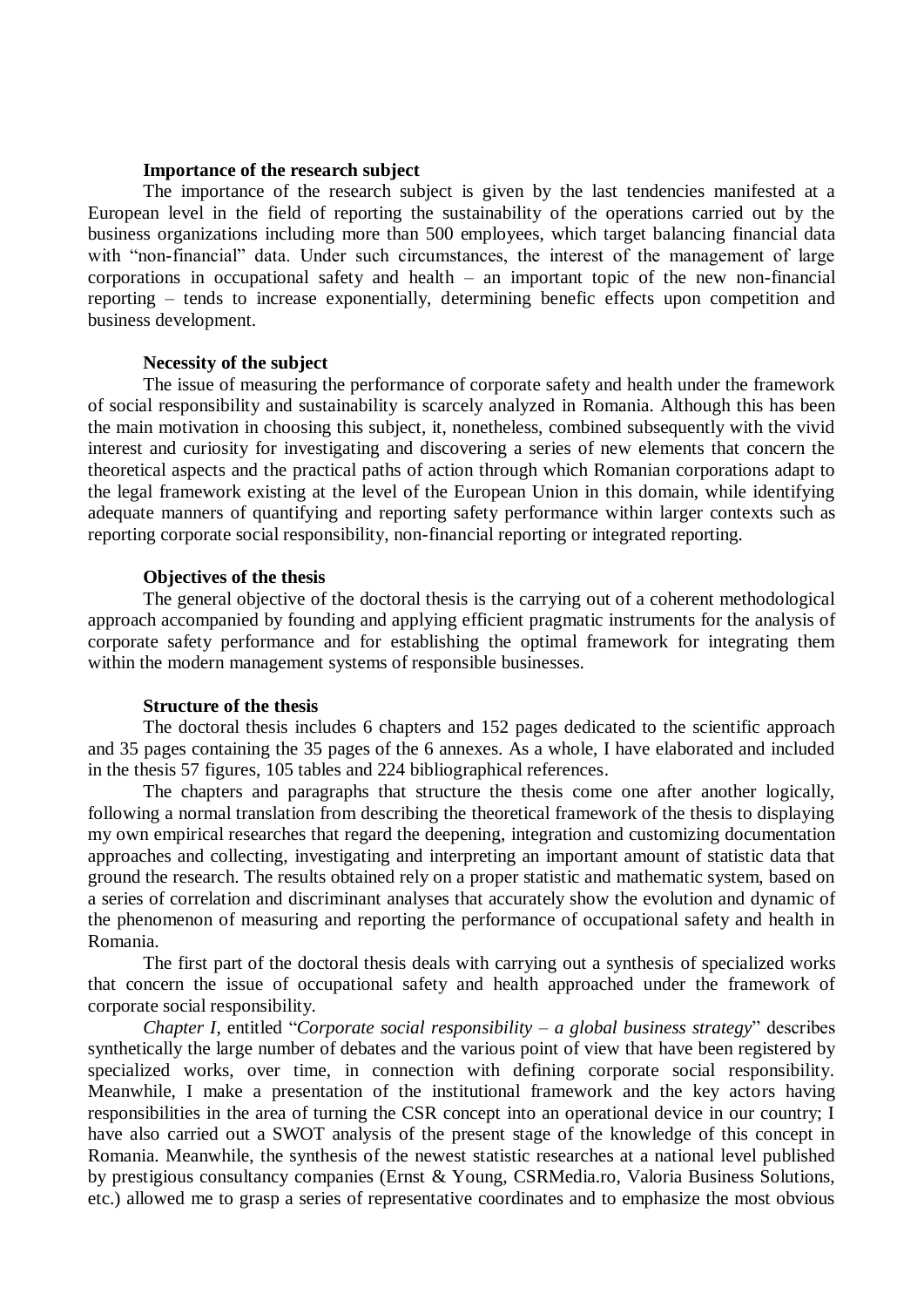**Importance of the research subject**

The importance of the research subject is given by the last tendencies manifested at a European level in the field of reporting the sustainability of the operations carried out by the business organizations including more than 500 employees, which target balancing financial data with "non-financial" data. Under such circumstances, the interest of the management of large corporations in occupational safety and health – an important topic of the new non-financial reporting – tends to increase exponentially, determining benefic effects upon competition and business development.

**Necessity of the subject**

The issue of measuring the performance of corporate safety and health under the framework of social responsibility and sustainability is scarcely analyzed in Romania. Although this has been the main motivation in choosing this subject, it, nonetheless, combined subsequently with the vivid interest and curiosity for investigating and discovering a series of new elements that concern the theoretical aspects and the practical paths of action through which Romanian corporations adapt to the legal framework existing at the level of the European Union in this domain, while identifying adequate manners of quantifying and reporting safety performance within larger contexts such as reporting corporate social responsibility, non-financial reporting or integrated reporting.

**Objectives of the thesis**

The general objective of the doctoral thesis is the carrying out of a coherent methodological approach accompanied by founding and applying efficient pragmatic instruments for the analysis of corporate safety performance and for establishing the optimal framework for integrating them within the modern management systems of responsible businesses.

**Structure of the thesis**

The doctoral thesis includes 6 chapters and 152 pages dedicated to the scientific approach and 35 pages containing the 35 pages of the 6 annexes. As a whole, I have elaborated and included in the thesis 57 figures, 105 tables and 224 bibliographical references.

The chapters and paragraphs that structure the thesis come one after another logically, following a normal translation from describing the theoretical framework of the thesis to displaying my own empirical researches that regard the deepening, integration and customizing documentation approaches and collecting, investigating and interpreting an important amount of statistic data that ground the research. The results obtained rely on a proper statistic and mathematic system, based on a series of correlation and discriminant analyses that accurately show the evolution and dynamic of the phenomenon of measuring and reporting the performance of occupational safety and health in Romania.

The first part of the doctoral thesis deals with carrying out a synthesis of specialized works that concern the issue of occupational safety and health approached under the framework of corporate social responsibility.

*Chapter I*, entitled "*Corporate social responsibility – a global business strategy*" describes synthetically the large number of debates and the various point of view that have been registered by specialized works, over time, in connection with defining corporate social responsibility. Meanwhile, I make a presentation of the institutional framework and the key actors having responsibilities in the area of turning the CSR concept into an operational device in our country; I have also carried out a SWOT analysis of the present stage of the knowledge of this concept in Romania. Meanwhile, the synthesis of the newest statistic researches at a national level published by prestigious consultancy companies (Ernst & Young, CSRMedia.ro, Valoria Business Solutions, etc.) allowed me to grasp a series of representative coordinates and to emphasize the most obvious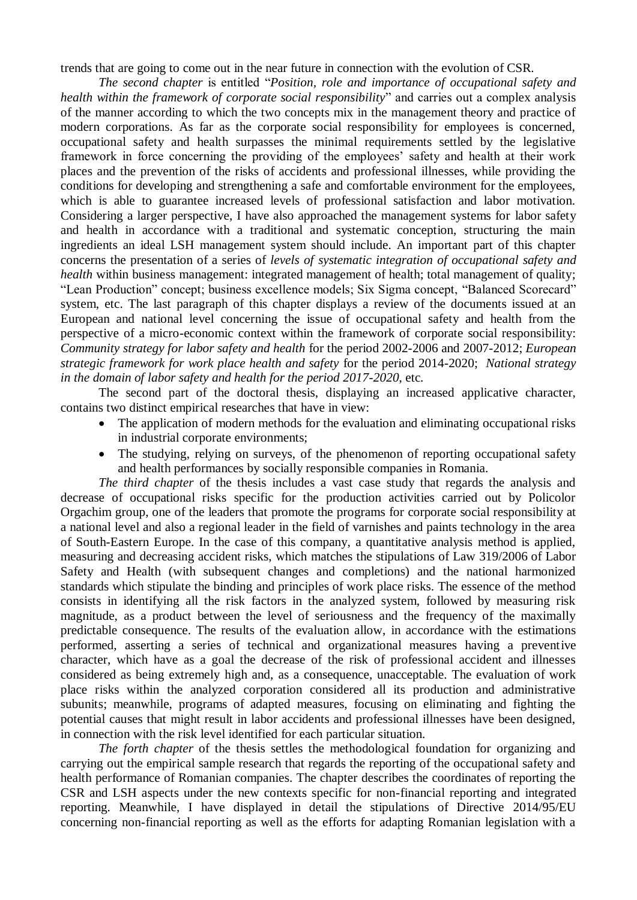trends that are going to come out in the near future in connection with the evolution of CSR.

*The second chapter* is entitled "*Position, role and importance of occupational safety and health within the framework of corporate social responsibility*" and carries out a complex analysis of the manner according to which the two concepts mix in the management theory and practice of modern corporations. As far as the corporate social responsibility for employees is concerned, occupational safety and health surpasses the minimal requirements settled by the legislative framework in force concerning the providing of the employees' safety and health at their work places and the prevention of the risks of accidents and professional illnesses, while providing the conditions for developing and strengthening a safe and comfortable environment for the employees, which is able to guarantee increased levels of professional satisfaction and labor motivation. Considering a larger perspective, I have also approached the management systems for labor safety and health in accordance with a traditional and systematic conception, structuring the main ingredients an ideal LSH management system should include. An important part of this chapter concerns the presentation of a series of *levels of systematic integration of occupational safety and health* within business management: integrated management of health; total management of quality; "Lean Production" concept; business excellence models; Six Sigma concept, "Balanced Scorecard" system, etc. The last paragraph of this chapter displays a review of the documents issued at an European and national level concerning the issue of occupational safety and health from the perspective of a micro-economic context within the framework of corporate social responsibility: *Community strategy for labor safety and health* for the period 2002-2006 and 2007-2012; *European strategic framework for work place health and safety* for the period 2014-2020; *National strategy in the domain of labor safety and health for the period 2017-2020*, etc.

The second part of the doctoral thesis, displaying an increased applicative character, contains two distinct empirical researches that have in view:

- The application of modern methods for the evaluation and eliminating occupational risks in industrial corporate environments;
- The studying, relying on surveys, of the phenomenon of reporting occupational safety and health performances by socially responsible companies in Romania.

*The third chapter* of the thesis includes a vast case study that regards the analysis and decrease of occupational risks specific for the production activities carried out by Policolor Orgachim group, one of the leaders that promote the programs for corporate social responsibility at a national level and also a regional leader in the field of varnishes and paints technology in the area of South-Eastern Europe. In the case of this company, a quantitative analysis method is applied, measuring and decreasing accident risks, which matches the stipulations of Law 319/2006 of Labor Safety and Health (with subsequent changes and completions) and the national harmonized standards which stipulate the binding and principles of work place risks. The essence of the method consists in identifying all the risk factors in the analyzed system, followed by measuring risk magnitude, as a product between the level of seriousness and the frequency of the maximally predictable consequence. The results of the evaluation allow, in accordance with the estimations performed, asserting a series of technical and organizational measures having a preventive character, which have as a goal the decrease of the risk of professional accident and illnesses considered as being extremely high and, as a consequence, unacceptable. The evaluation of work place risks within the analyzed corporation considered all its production and administrative subunits; meanwhile, programs of adapted measures, focusing on eliminating and fighting the potential causes that might result in labor accidents and professional illnesses have been designed, in connection with the risk level identified for each particular situation.

*The forth chapter* of the thesis settles the methodological foundation for organizing and carrying out the empirical sample research that regards the reporting of the occupational safety and health performance of Romanian companies. The chapter describes the coordinates of reporting the CSR and LSH aspects under the new contexts specific for non-financial reporting and integrated reporting. Meanwhile, I have displayed in detail the stipulations of Directive 2014/95/EU concerning non-financial reporting as well as the efforts for adapting Romanian legislation with a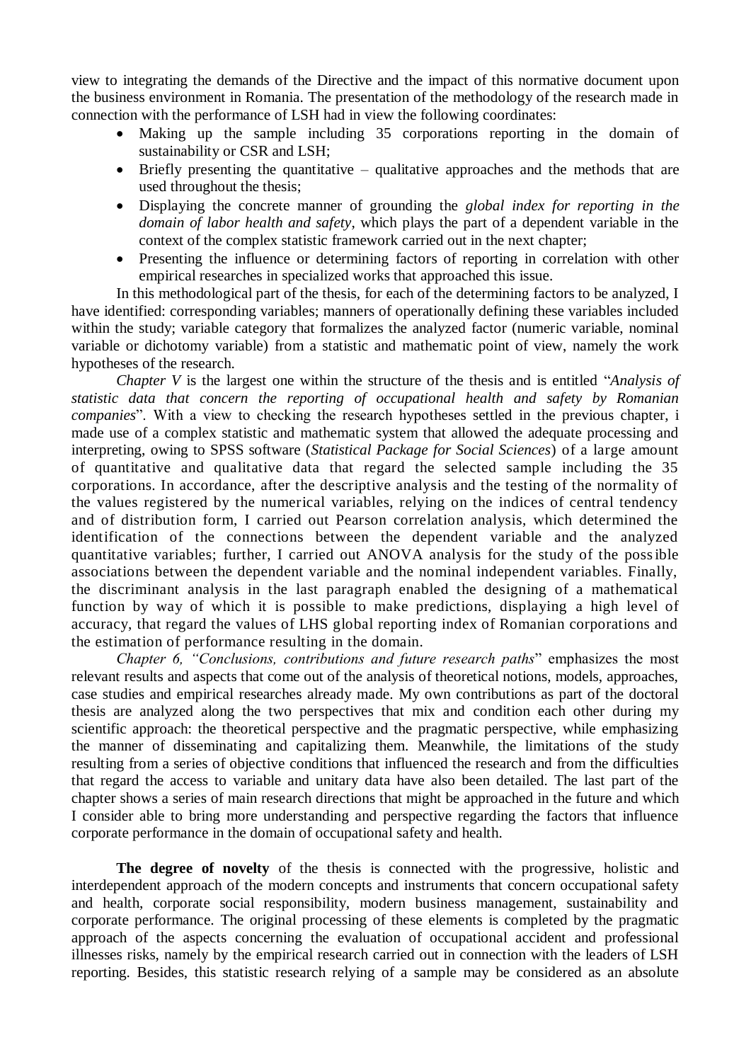view to integrating the demands of the Directive and the impact of this normative document upon the business environment in Romania. The presentation of the methodology of the research made in connection with the performance of LSH had in view the following coordinates:

- Making up the sample including 35 corporations reporting in the domain of sustainability or CSR and LSH;
- Briefly presenting the quantitative – qualitative approaches and the methods that are used throughout the thesis;
- Displaying the concrete manner of grounding the *global index for reporting in the domain of labor health and safety*, which plays the part of a dependent variable in the context of the complex statistic framework carried out in the next chapter;
- Presenting the influence or determining factors of reporting in correlation with other empirical researches in specialized works that approached this issue.

In this methodological part of the thesis, for each of the determining factors to be analyzed, I have identified: corresponding variables; manners of operationally defining these variables included within the study; variable category that formalizes the analyzed factor (numeric variable, nominal variable or dichotomy variable) from a statistic and mathematic point of view, namely the work hypotheses of the research.

*Chapter V* is the largest one within the structure of the thesis and is entitled "*Analysis of statistic data that concern the reporting of occupational health and safety by Romanian companies*". With a view to checking the research hypotheses settled in the previous chapter, i made use of a complex statistic and mathematic system that allowed the adequate processing and interpreting, owing to SPSS software (*Statistical Package for Social Sciences*) of a large amount of quantitative and qualitative data that regard the selected sample including the 35 corporations. In accordance, after the descriptive analysis and the testing of the normality of the values registered by the numerical variables, relying on the indices of central tendency and of distribution form, I carried out Pearson correlation analysis, which determined the identification of the connections between the dependent variable and the analyzed quantitative variables; further, I carried out ANOVA analysis for the study of the possible associations between the dependent variable and the nominal independent variables. Finally, the discriminant analysis in the last paragraph enabled the designing of a mathematical function by way of which it is possible to make predictions, displaying a high level of accuracy, that regard the values of LHS global reporting index of Romanian corporations and the estimation of performance resulting in the domain.

*Chapter 6, "Conclusions, contributions and future research paths*" emphasizes the most relevant results and aspects that come out of the analysis of theoretical notions, models, approaches, case studies and empirical researches already made. My own contributions as part of the doctoral thesis are analyzed along the two perspectives that mix and condition each other during my scientific approach: the theoretical perspective and the pragmatic perspective, while emphasizing the manner of disseminating and capitalizing them. Meanwhile, the limitations of the study resulting from a series of objective conditions that influenced the research and from the difficulties that regard the access to variable and unitary data have also been detailed. The last part of the chapter shows a series of main research directions that might be approached in the future and which I consider able to bring more understanding and perspective regarding the factors that influence corporate performance in the domain of occupational safety and health.

**The degree of novelty** of the thesis is connected with the progressive, holistic and interdependent approach of the modern concepts and instruments that concern occupational safety and health, corporate social responsibility, modern business management, sustainability and corporate performance. The original processing of these elements is completed by the pragmatic approach of the aspects concerning the evaluation of occupational accident and professional illnesses risks, namely by the empirical research carried out in connection with the leaders of LSH reporting. Besides, this statistic research relying of a sample may be considered as an absolute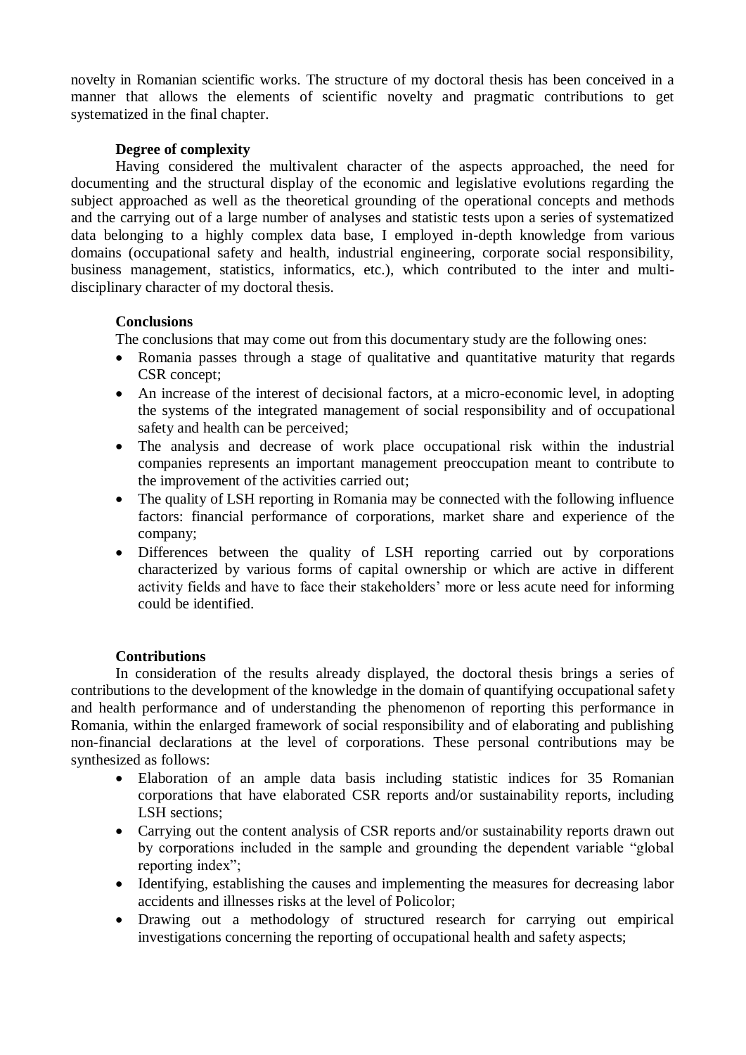novelty in Romanian scientific works. The structure of my doctoral thesis has been conceived in a manner that allows the elements of scientific novelty and pragmatic contributions to get systematized in the final chapter.

**Degree of complexity**

Having considered the multivalent character of the aspects approached, the need for documenting and the structural display of the economic and legislative evolutions regarding the subject approached as well as the theoretical grounding of the operational concepts and methods and the carrying out of a large number of analyses and statistic tests upon a series of systematized data belonging to a highly complex data base, I employed in-depth knowledge from various domains (occupational safety and health, industrial engineering, corporate social responsibility, business management, statistics, informatics, etc.), which contributed to the inter and multi-disciplinary character of my doctoral thesis.

**Conclusions**

The conclusions that may come out from this documentary study are the following ones:

- Romania passes through a stage of qualitative and quantitative maturity that regards CSR concept;
- An increase of the interest of decisional factors, at a micro-economic level, in adopting the systems of the integrated management of social responsibility and of occupational safety and health can be perceived;
- The analysis and decrease of work place occupational risk within the industrial companies represents an important management preoccupation meant to contribute to the improvement of the activities carried out;
- The quality of LSH reporting in Romania may be connected with the following influence factors: financial performance of corporations, market share and experience of the company;
- Differences between the quality of LSH reporting carried out by corporations characterized by various forms of capital ownership or which are active in different activity fields and have to face their stakeholders' more or less acute need for informing could be identified.

**Contributions**

In consideration of the results already displayed, the doctoral thesis brings a series of contributions to the development of the knowledge in the domain of quantifying occupational safety and health performance and of understanding the phenomenon of reporting this performance in Romania, within the enlarged framework of social responsibility and of elaborating and publishing non-financial declarations at the level of corporations. These personal contributions may be synthesized as follows:

- Elaboration of an ample data basis including statistic indices for 35 Romanian corporations that have elaborated CSR reports and/or sustainability reports, including LSH sections;
- Carrying out the content analysis of CSR reports and/or sustainability reports drawn out by corporations included in the sample and grounding the dependent variable "global reporting index";
- Identifying, establishing the causes and implementing the measures for decreasing labor accidents and illnesses risks at the level of Policolor;
- Drawing out a methodology of structured research for carrying out empirical investigations concerning the reporting of occupational health and safety aspects;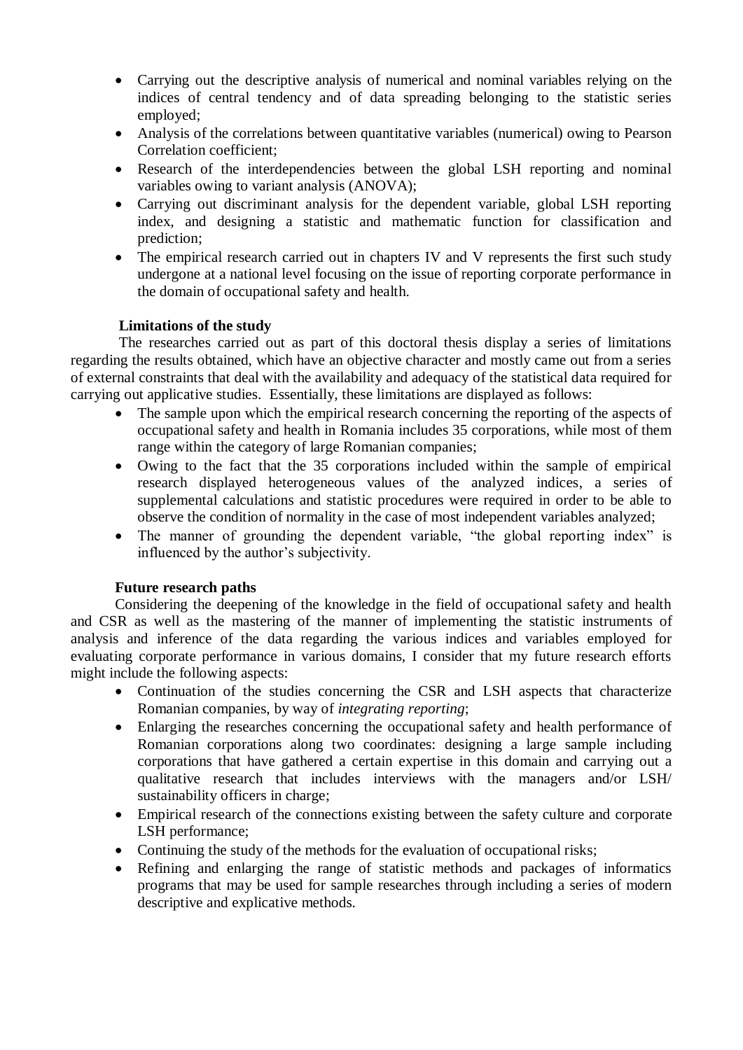- Carrying out the descriptive analysis of numerical and nominal variables relying on the indices of central tendency and of data spreading belonging to the statistic series employed;
- Analysis of the correlations between quantitative variables (numerical) owing to Pearson Correlation coefficient;
- Research of the interdependencies between the global LSH reporting and nominal variables owing to variant analysis (ANOVA);
- Carrying out discriminant analysis for the dependent variable, global LSH reporting index, and designing a statistic and mathematic function for classification and prediction;
- The empirical research carried out in chapters IV and V represents the first such study undergone at a national level focusing on the issue of reporting corporate performance in the domain of occupational safety and health.

**Limitations of the study**

The researches carried out as part of this doctoral thesis display a series of limitations regarding the results obtained, which have an objective character and mostly came out from a series of external constraints that deal with the availability and adequacy of the statistical data required for carrying out applicative studies. Essentially, these limitations are displayed as follows:

- The sample upon which the empirical research concerning the reporting of the aspects of occupational safety and health in Romania includes 35 corporations, while most of them range within the category of large Romanian companies;
- Owing to the fact that the 35 corporations included within the sample of empirical research displayed heterogeneous values of the analyzed indices, a series of supplemental calculations and statistic procedures were required in order to be able to observe the condition of normality in the case of most independent variables analyzed;
- The manner of grounding the dependent variable, "the global reporting index" is influenced by the author's subjectivity.

**Future research paths**

Considering the deepening of the knowledge in the field of occupational safety and health and CSR as well as the mastering of the manner of implementing the statistic instruments of analysis and inference of the data regarding the various indices and variables employed for evaluating corporate performance in various domains, I consider that my future research efforts might include the following aspects:

- Continuation of the studies concerning the CSR and LSH aspects that characterize Romanian companies, by way of *integrating reporting*;
- Enlarging the researches concerning the occupational safety and health performance of Romanian corporations along two coordinates: designing a large sample including corporations that have gathered a certain expertise in this domain and carrying out a qualitative research that includes interviews with the managers and/or LSH/ sustainability officers in charge;
- Empirical research of the connections existing between the safety culture and corporate LSH performance;
- Continuing the study of the methods for the evaluation of occupational risks;
- Refining and enlarging the range of statistic methods and packages of informatics programs that may be used for sample researches through including a series of modern descriptive and explicative methods.